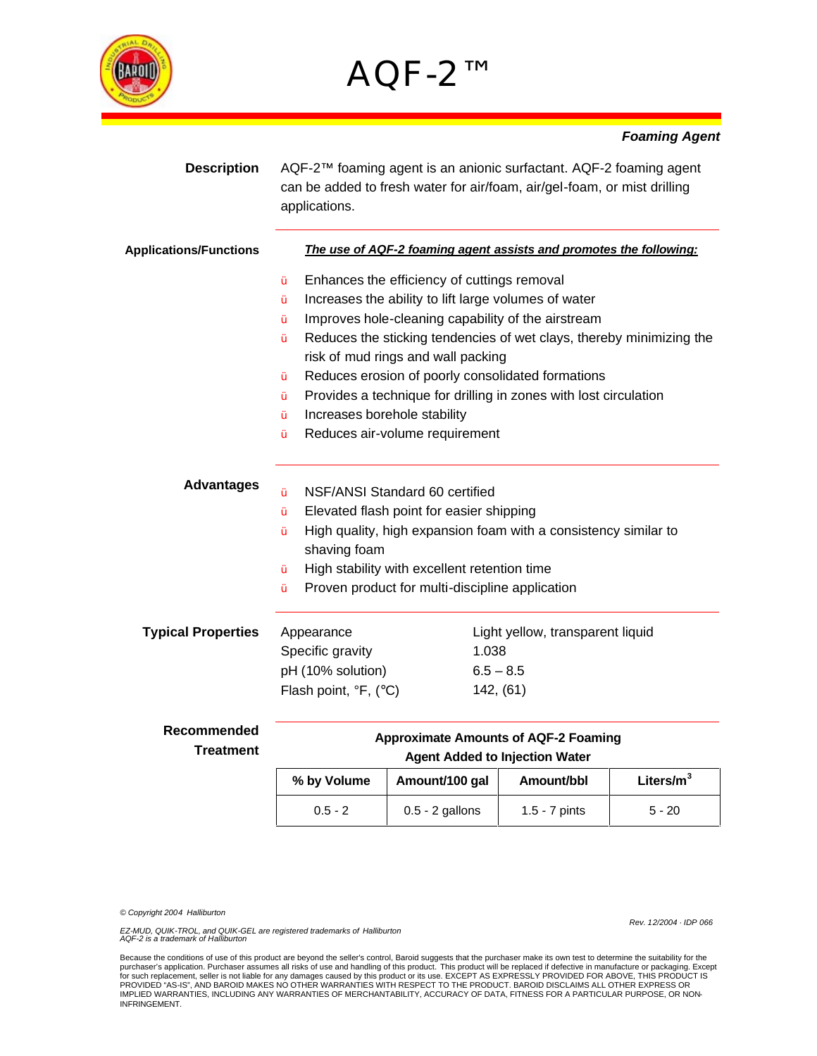# AQF-2™

***Foaming Agent***

**Description**

AQF-2™ foaming agent is an anionic surfactant. AQF-2 foaming agent can be added to fresh water for air/foam, air/gel-foam, or mist drilling applications.

**Applications/Functions**

***The use of AQF-2 foaming agent assists and promotes the following:***

- Enhances the efficiency of cuttings removal
- Increases the ability to lift large volumes of water
- Improves hole-cleaning capability of the airstream
- Reduces the sticking tendencies of wet clays, thereby minimizing the risk of mud rings and wall packing
- Reduces erosion of poorly consolidated formations
- Provides a technique for drilling in zones with lost circulation
- Increases borehole stability
- Reduces air-volume requirement

**Advantages**

- NSF/ANSI Standard 60 certified
- Elevated flash point for easier shipping
- High quality, high expansion foam with a consistency similar to shaving foam
- High stability with excellent retention time
- Proven product for multi-discipline application

**Typical Properties**

| | |
|---|---|
| Appearance | Light yellow, transparent liquid |
| Specific gravity | 1.038 |
| pH (10% solution) | 6.5 – 8.5 |
| Flash point, °F, (°C) | 142, (61) |

**Recommended Treatment**

**Approximate Amounts of AQF-2 Foaming Agent Added to Injection Water**

| % by Volume | Amount/100 gal | Amount/bbl | Liters/$m^3$ |
|---|---|---|---|
| 0.5 - 2 | 0.5 - 2 gallons | 1.5 - 7 pints | 5 - 20 |

*© Copyright 2004 Halliburton*

*Rev. 12/2004 · IDP 066*

*EZ-MUD, QUIK-TROL, and QUIK-GEL are registered trademarks of Halliburton*
*AQF-2 is a trademark of Halliburton*

Because the conditions of use of this product are beyond the seller's control, Baroid suggests that the purchaser make its own test to determine the suitability for the purchaser's application. Purchaser assumes all risks of use and handling of this product. This product will be replaced if defective in manufacture or packaging. Except for such replacement, seller is not liable for any damages caused by this product or its use. EXCEPT AS EXPRESSLY PROVIDED FOR ABOVE, THIS PRODUCT IS PROVIDED "AS-IS", AND BAROID MAKES NO OTHER WARRANTIES WITH RESPECT TO THE PRODUCT. BAROID DISCLAIMS ALL OTHER EXPRESS OR IMPLIED WARRANTIES, INCLUDING ANY WARRANTIES OF MERCHANTABILITY, ACCURACY OF DATA, FITNESS FOR A PARTICULAR PURPOSE, OR NON-INFRINGEMENT.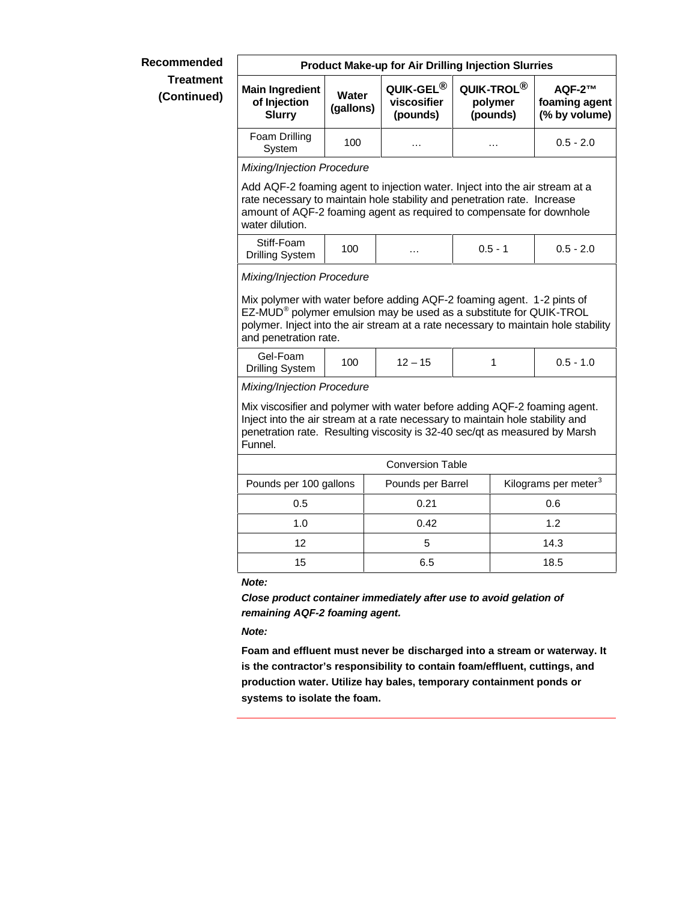**Recommended Treatment (Continued)**

| Main Ingredient of Injection Slurry | Water (gallons) | QUIK-GEL® viscosifier (pounds) | QUIK-TROL® polymer (pounds) | AQF-2™ foaming agent (% by volume) |
|---|---|---|---|---|
| Foam Drilling System | 100 | … | … | 0.5 - 2.0 |

*Mixing/Injection Procedure*

Add AQF-2 foaming agent to injection water. Inject into the air stream at a rate necessary to maintain hole stability and penetration rate. Increase amount of AQF-2 foaming agent as required to compensate for downhole water dilution.

| Main Ingredient of Injection Slurry | Water (gallons) | QUIK-GEL® viscosifier (pounds) | QUIK-TROL® polymer (pounds) | AQF-2™ foaming agent (% by volume) |
|---|---|---|---|---|
| Stiff-Foam Drilling System | 100 | … | 0.5 - 1 | 0.5 - 2.0 |

*Mixing/Injection Procedure*

Mix polymer with water before adding AQF-2 foaming agent. 1-2 pints of EZ-MUD® polymer emulsion may be used as a substitute for QUIK-TROL polymer. Inject into the air stream at a rate necessary to maintain hole stability and penetration rate.

| Main Ingredient of Injection Slurry | Water (gallons) | QUIK-GEL® viscosifier (pounds) | QUIK-TROL® polymer (pounds) | AQF-2™ foaming agent (% by volume) |
|---|---|---|---|---|
| Gel-Foam Drilling System | 100 | 12 – 15 | 1 | 0.5 - 1.0 |

*Mixing/Injection Procedure*

Mix viscosifier and polymer with water before adding AQF-2 foaming agent. Inject into the air stream at a rate necessary to maintain hole stability and penetration rate. Resulting viscosity is 32-40 sec/qt as measured by Marsh Funnel.

**Conversion Table**

| Pounds per 100 gallons | Pounds per Barrel | Kilograms per meter$^3$ |
|---|---|---|
| 0.5 | 0.21 | 0.6 |
| 1.0 | 0.42 | 1.2 |
| 12 | 5 | 14.3 |
| 15 | 6.5 | 18.5 |

***Note:***

***Close product container immediately after use to avoid gelation of remaining AQF-2 foaming agent.***

***Note:***

**Foam and effluent must never be discharged into a stream or waterway. It is the contractor's responsibility to contain foam/effluent, cuttings, and production water. Utilize hay bales, temporary containment ponds or systems to isolate the foam.**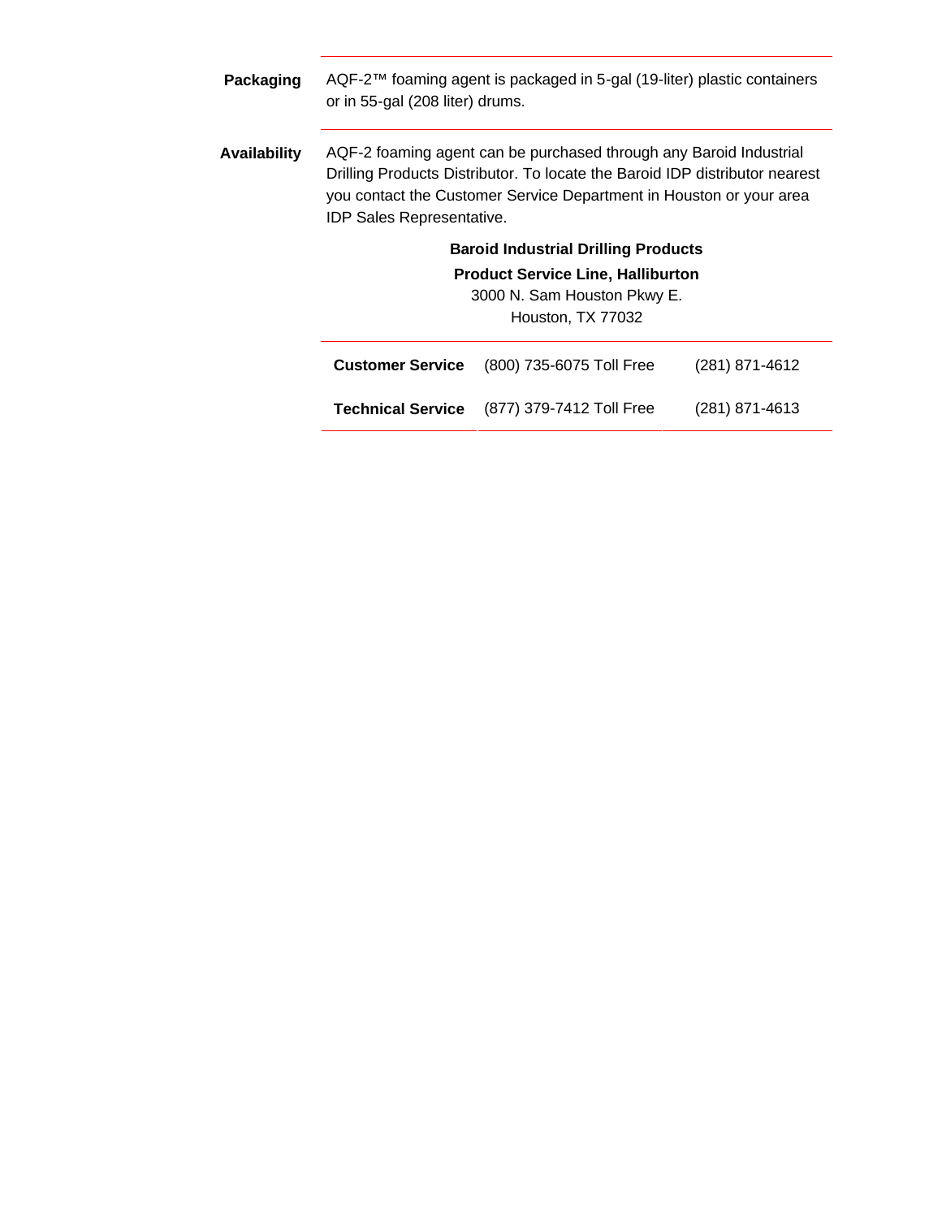**Packaging**

AQF-2™ foaming agent is packaged in 5-gal (19-liter) plastic containers or in 55-gal (208 liter) drums.

**Availability**

AQF-2 foaming agent can be purchased through any Baroid Industrial Drilling Products Distributor. To locate the Baroid IDP distributor nearest you contact the Customer Service Department in Houston or your area IDP Sales Representative.

**Baroid Industrial Drilling Products**

**Product Service Line, Halliburton**

3000 N. Sam Houston Pkwy E.

Houston, TX 77032

| | | |
|---|---|---|
| **Customer Service** | (800) 735-6075 Toll Free | (281) 871-4612 |
| **Technical Service** | (877) 379-7412 Toll Free | (281) 871-4613 |